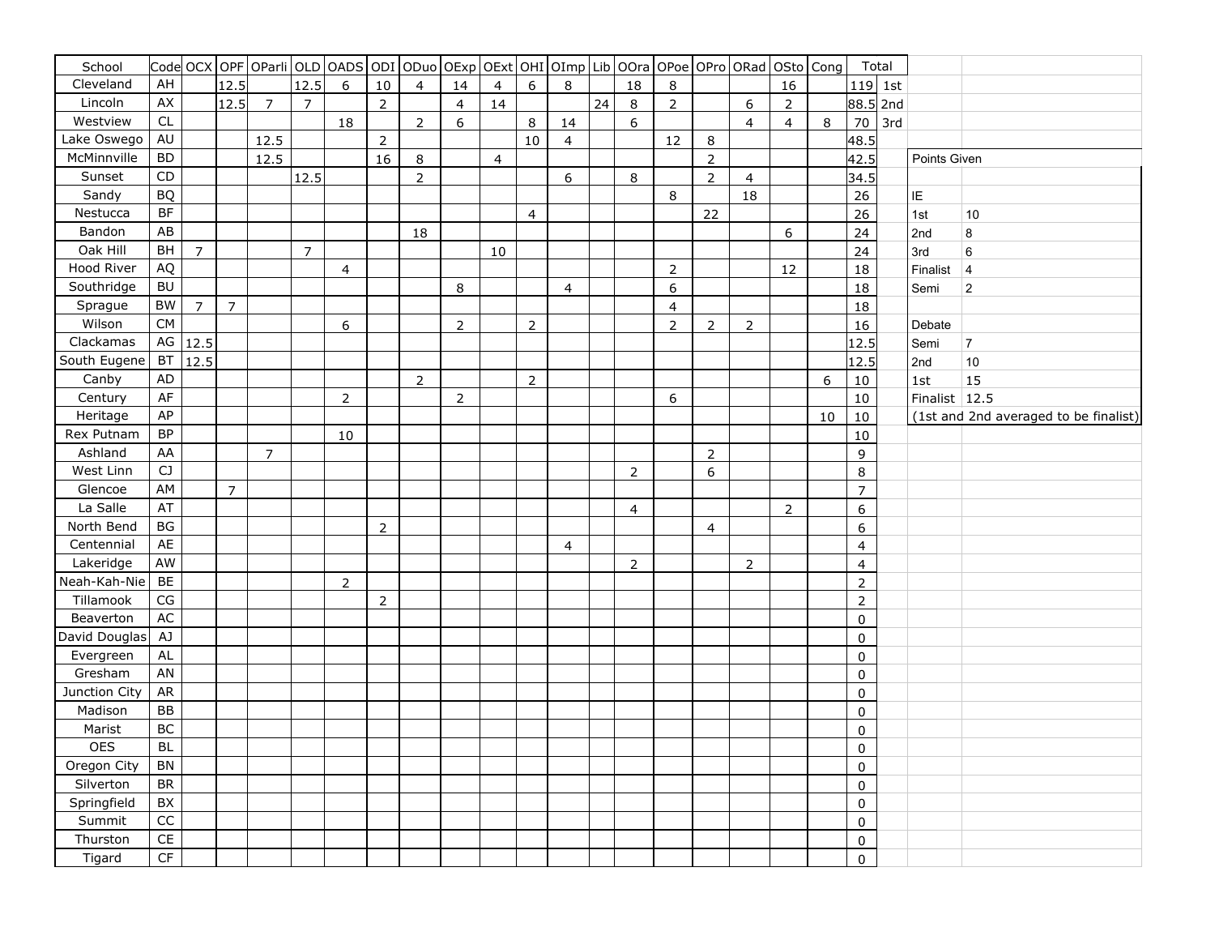| School | Code | OCX | OPF | OParli | OLD | OADS | ODI | ODuo | OExp | OExt | OHI | OImp | Lib | OOra | OPoe | OPro | ORad | OSto | Cong | Total | |
|---|---|---|---|---|---|---|---|---|---|---|---|---|---|---|---|---|---|---|---|---|---|
| Cleveland | AH | | 12.5 | | 12.5 | 6 | 10 | 4 | 14 | 4 | 6 | 8 | | 18 | 8 | | | 16 | | 119 | 1st |
| Lincoln | AX | | 12.5 | 7 | 7 | | 2 | | 4 | 14 | | | 24 | 8 | 2 | | 6 | 2 | | 88.5 | 2nd |
| Westview | CL | | | | | 18 | | 2 | 6 | | 8 | 14 | | 6 | | | 4 | 4 | 8 | 70 | 3rd |
| Lake Oswego | AU | | | 12.5 | | | 2 | | | | 10 | 4 | | | 12 | 8 | | | | 48.5 | |
| McMinnville | BD | | | 12.5 | | | 16 | 8 | | 4 | | | | | | 2 | | | | 42.5 | |
| Sunset | CD | | | | 12.5 | | | 2 | | | | 6 | | 8 | | 2 | 4 | | | 34.5 | |
| Sandy | BQ | | | | | | | | | | | | | | 8 | | 18 | | | 26 | |
| Nestucca | BF | | | | | | | | | | 4 | | | | | 22 | | | | 26 | |
| Bandon | AB | | | | | | | 18 | | | | | | | | | | 6 | | 24 | |
| Oak Hill | BH | 7 | | | 7 | | | | | 10 | | | | | | | | | | 24 | |
| Hood River | AQ | | | | | 4 | | | | | | | | | 2 | | | 12 | | 18 | |
| Southridge | BU | | | | | | | | 8 | | | 4 | | | 6 | | | | | 18 | |
| Sprague | BW | 7 | 7 | | | | | | | | | | | | 4 | | | | | 18 | |
| Wilson | CM | | | | | 6 | | | 2 | | 2 | | | | 2 | 2 | 2 | | | 16 | |
| Clackamas | AG | 12.5 | | | | | | | | | | | | | | | | | | 12.5 | |
| South Eugene | BT | 12.5 | | | | | | | | | | | | | | | | | | 12.5 | |
| Canby | AD | | | | | | | 2 | | | 2 | | | | | | | | 6 | 10 | |
| Century | AF | | | | | 2 | | | 2 | | | | | | 6 | | | | | 10 | |
| Heritage | AP | | | | | | | | | | | | | | | | | | 10 | 10 | |
| Rex Putnam | BP | | | | | 10 | | | | | | | | | | | | | | 10 | |
| Ashland | AA | | | 7 | | | | | | | | | | | | 2 | | | | 9 | |
| West Linn | CJ | | | | | | | | | | | | | 2 | | 6 | | | | 8 | |
| Glencoe | AM | | 7 | | | | | | | | | | | | | | | | | 7 | |
| La Salle | AT | | | | | | | | | | | | | 4 | | | | 2 | | 6 | |
| North Bend | BG | | | | | | 2 | | | | | | | | | 4 | | | | 6 | |
| Centennial | AE | | | | | | | | | | | 4 | | | | | | | | 4 | |
| Lakeridge | AW | | | | | | | | | | | | | 2 | | | 2 | | | 4 | |
| Neah-Kah-Nie | BE | | | | | 2 | | | | | | | | | | | | | | 2 | |
| Tillamook | CG | | | | | | 2 | | | | | | | | | | | | | 2 | |
| Beaverton | AC | | | | | | | | | | | | | | | | | | | 0 | |
| David Douglas | AJ | | | | | | | | | | | | | | | | | | | 0 | |
| Evergreen | AL | | | | | | | | | | | | | | | | | | | 0 | |
| Gresham | AN | | | | | | | | | | | | | | | | | | | 0 | |
| Junction City | AR | | | | | | | | | | | | | | | | | | | 0 | |
| Madison | BB | | | | | | | | | | | | | | | | | | | 0 | |
| Marist | BC | | | | | | | | | | | | | | | | | | | 0 | |
| OES | BL | | | | | | | | | | | | | | | | | | | 0 | |
| Oregon City | BN | | | | | | | | | | | | | | | | | | | 0 | |
| Silverton | BR | | | | | | | | | | | | | | | | | | | 0 | |
| Springfield | BX | | | | | | | | | | | | | | | | | | | 0 | |
| Summit | CC | | | | | | | | | | | | | | | | | | | 0 | |
| Thurston | CE | | | | | | | | | | | | | | | | | | | 0 | |
| Tigard | CF | | | | | | | | | | | | | | | | | | | 0 | |

| Points Given | |
|---|---|
| IE | |
| 1st | 10 |
| 2nd | 8 |
| 3rd | 6 |
| Finalist | 4 |
| Semi | 2 |
| | |
| Debate | |
| Semi | 7 |
| 2nd | 10 |
| 1st | 15 |
| Finalist | 12.5 |
| (1st and 2nd averaged to be finalist) | |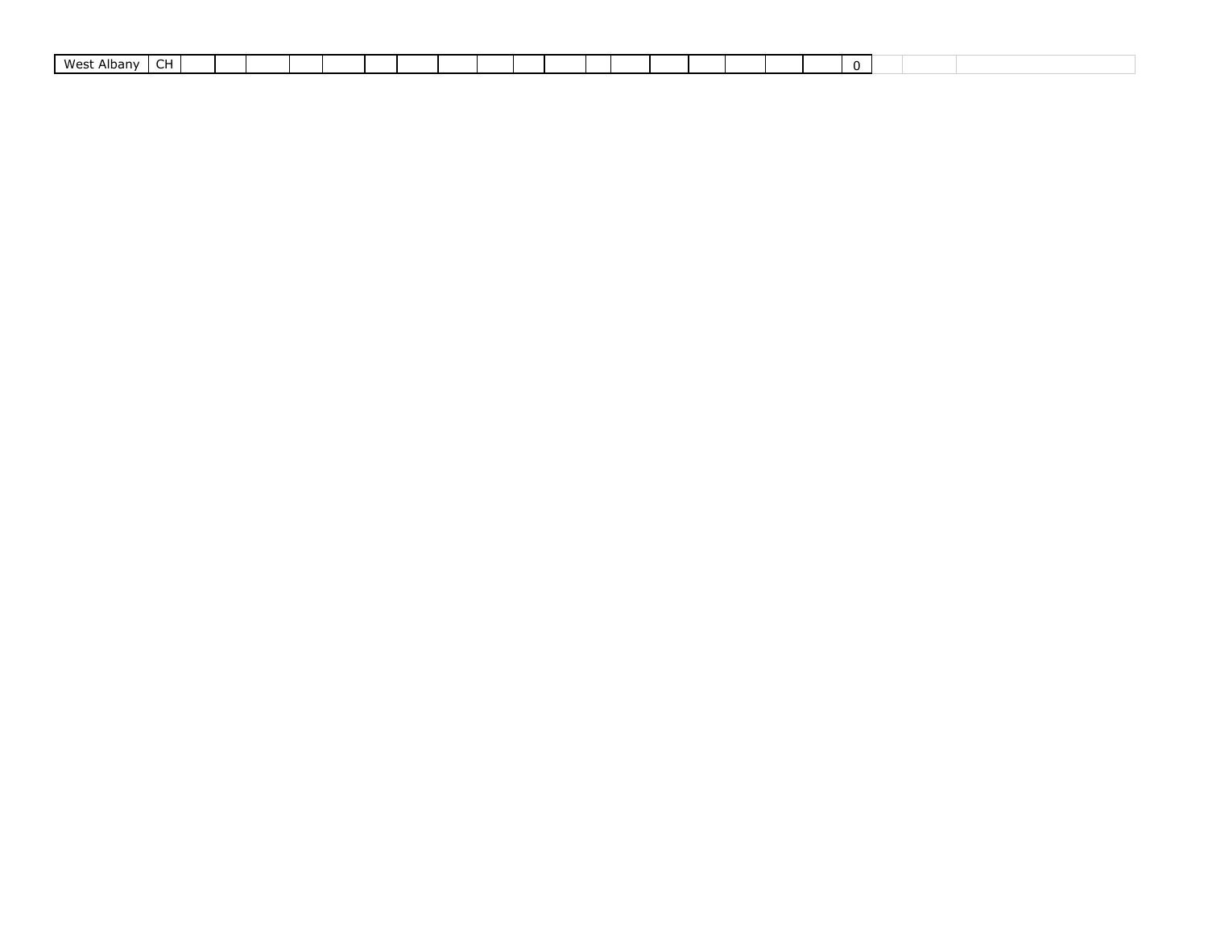| | | | | | | | | | | | | | | | | | | | | | | | |
|---|---|---|---|---|---|---|---|---|---|---|---|---|---|---|---|---|---|---|---|---|---|---|---|
| West Albany | CH | | | | | | | | | | | | | | | | | | | 0 | | | |